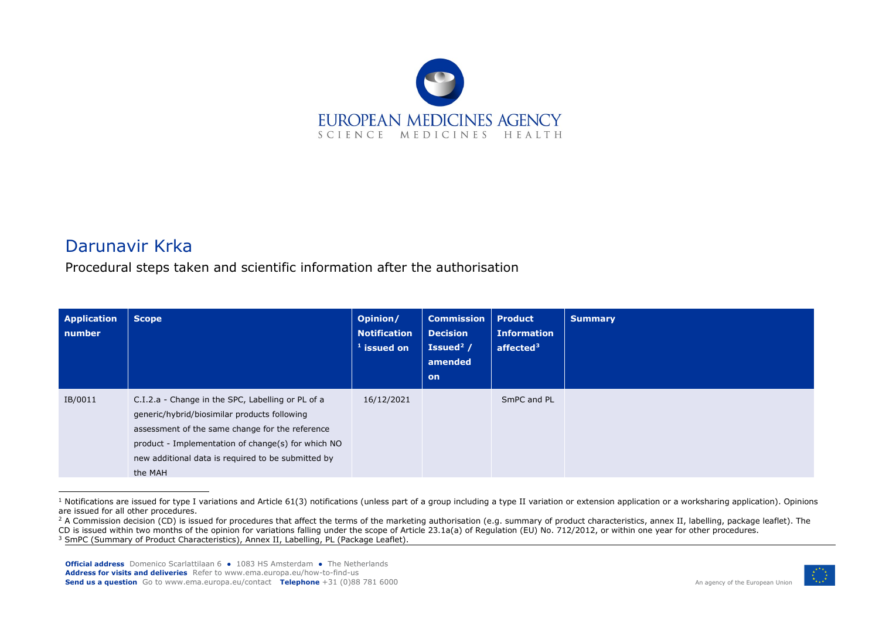# Darunavir Krka

Procedural steps taken and scientific information after the authorisation

| Application number | Scope | Opinion/ Notification [1] issued on | Commission Decision Issued[2] / amended on | Product Information affected[3] | Summary |
|---|---|---|---|---|---|
| IB/0011 | C.I.2.a - Change in the SPC, Labelling or PL of a generic/hybrid/biosimilar products following assessment of the same change for the reference product - Implementation of change(s) for which NO new additional data is required to be submitted by the MAH | 16/12/2021 | | SmPC and PL | |

[1] Notifications are issued for type I variations and Article 61(3) notifications (unless part of a group including a type II variation or extension application or a worksharing application). Opinions are issued for all other procedures.

[2] A Commission decision (CD) is issued for procedures that affect the terms of the marketing authorisation (e.g. summary of product characteristics, annex II, labelling, package leaflet). The CD is issued within two months of the opinion for variations falling under the scope of Article 23.1a(a) of Regulation (EU) No. 712/2012, or within one year for other procedures.

[3] SmPC (Summary of Product Characteristics), Annex II, Labelling, PL (Package Leaflet).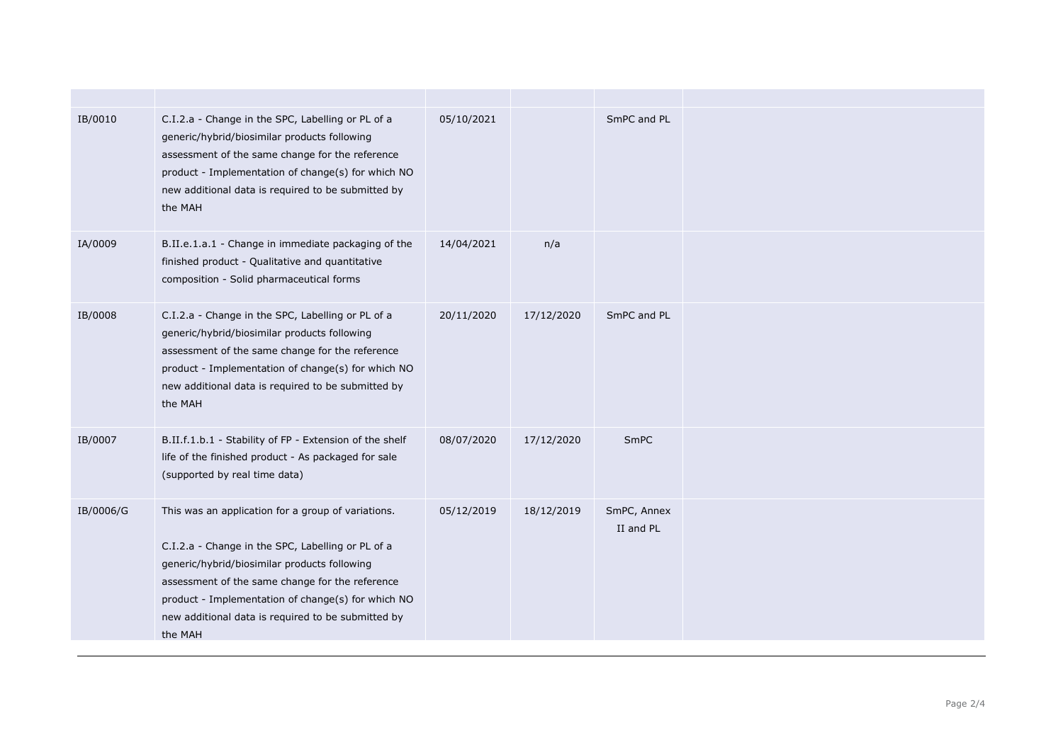| | | | | | |
|---|---|---|---|---|---|
| IB/0010 | C.I.2.a - Change in the SPC, Labelling or PL of a generic/hybrid/biosimilar products following assessment of the same change for the reference product - Implementation of change(s) for which NO new additional data is required to be submitted by the MAH | 05/10/2021 | | SmPC and PL | |
| IA/0009 | B.II.e.1.a.1 - Change in immediate packaging of the finished product - Qualitative and quantitative composition - Solid pharmaceutical forms | 14/04/2021 | n/a | | |
| IB/0008 | C.I.2.a - Change in the SPC, Labelling or PL of a generic/hybrid/biosimilar products following assessment of the same change for the reference product - Implementation of change(s) for which NO new additional data is required to be submitted by the MAH | 20/11/2020 | 17/12/2020 | SmPC and PL | |
| IB/0007 | B.II.f.1.b.1 - Stability of FP - Extension of the shelf life of the finished product - As packaged for sale (supported by real time data) | 08/07/2020 | 17/12/2020 | SmPC | |
| IB/0006/G | This was an application for a group of variations.<br><br>C.I.2.a - Change in the SPC, Labelling or PL of a generic/hybrid/biosimilar products following assessment of the same change for the reference product - Implementation of change(s) for which NO new additional data is required to be submitted by the MAH | 05/12/2019 | 18/12/2019 | SmPC, Annex II and PL | |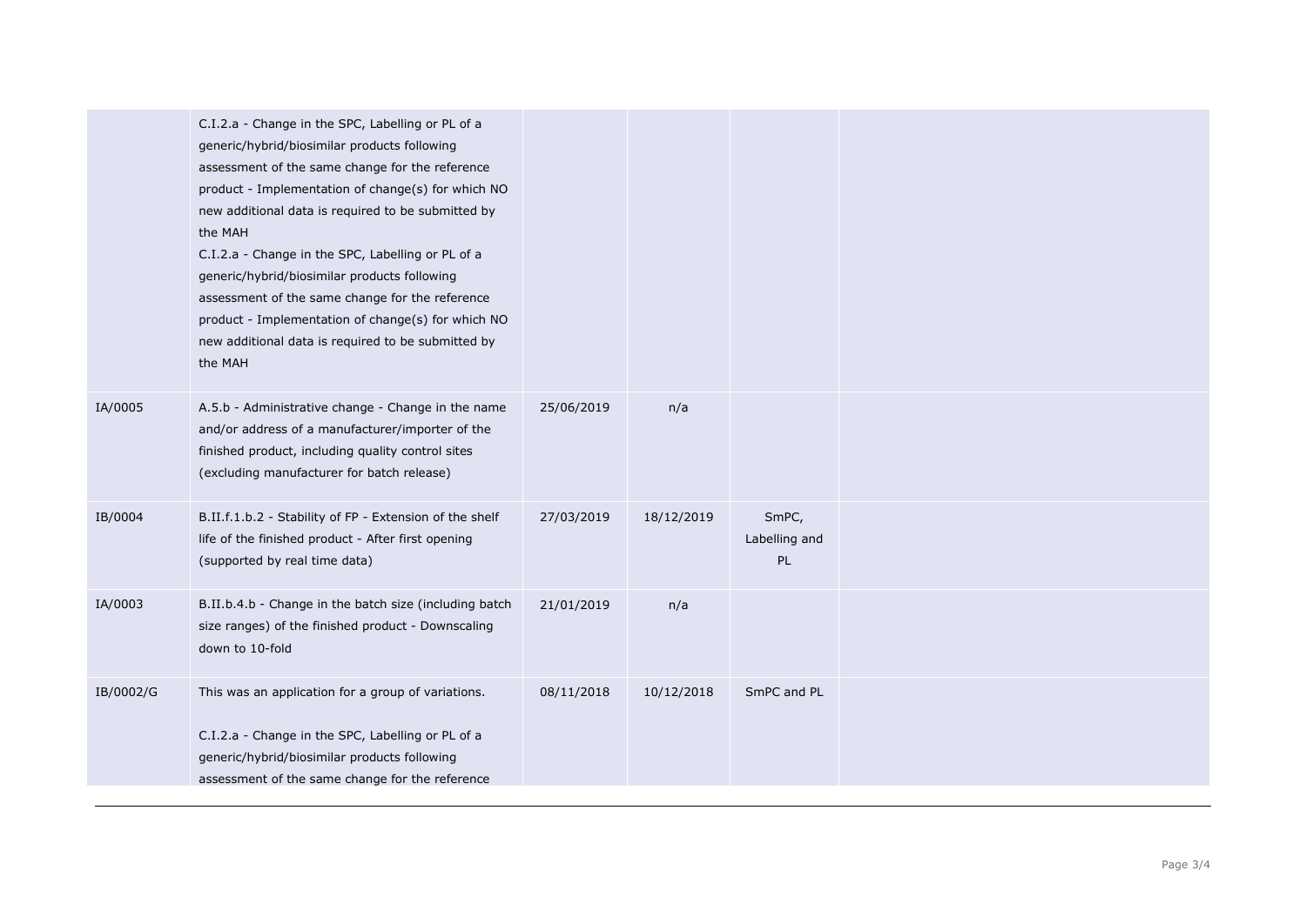| | | | | | |
|---|---|---|---|---|---|
| | C.I.2.a - Change in the SPC, Labelling or PL of a generic/hybrid/biosimilar products following assessment of the same change for the reference product - Implementation of change(s) for which NO new additional data is required to be submitted by the MAH<br>C.I.2.a - Change in the SPC, Labelling or PL of a generic/hybrid/biosimilar products following assessment of the same change for the reference product - Implementation of change(s) for which NO new additional data is required to be submitted by the MAH | | | | |
| IA/0005 | A.5.b - Administrative change - Change in the name and/or address of a manufacturer/importer of the finished product, including quality control sites (excluding manufacturer for batch release) | 25/06/2019 | n/a | | |
| IB/0004 | B.II.f.1.b.2 - Stability of FP - Extension of the shelf life of the finished product - After first opening (supported by real time data) | 27/03/2019 | 18/12/2019 | SmPC, Labelling and PL | |
| IA/0003 | B.II.b.4.b - Change in the batch size (including batch size ranges) of the finished product - Downscaling down to 10-fold | 21/01/2019 | n/a | | |
| IB/0002/G | This was an application for a group of variations.<br><br>C.I.2.a - Change in the SPC, Labelling or PL of a generic/hybrid/biosimilar products following assessment of the same change for the reference | 08/11/2018 | 10/12/2018 | SmPC and PL | |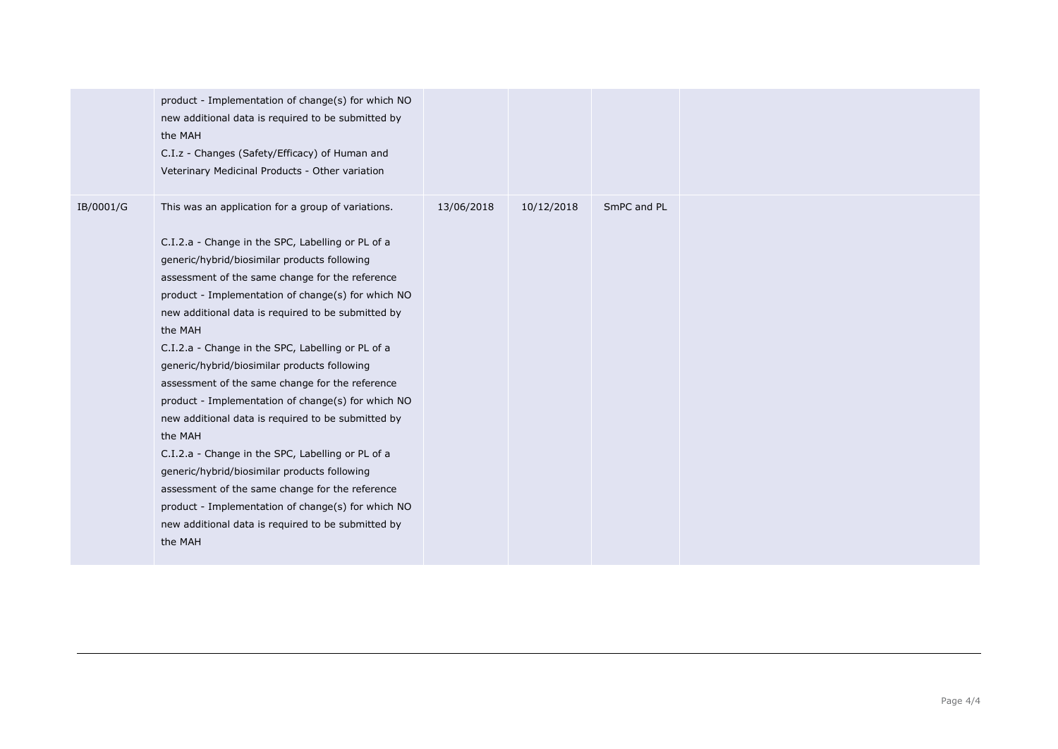| | | | | | |
|---|---|---|---|---|---|
| | product - Implementation of change(s) for which NO new additional data is required to be submitted by the MAH<br>C.I.z - Changes (Safety/Efficacy) of Human and Veterinary Medicinal Products - Other variation | | | | |
| IB/0001/G | This was an application for a group of variations.<br><br>C.I.2.a - Change in the SPC, Labelling or PL of a generic/hybrid/biosimilar products following assessment of the same change for the reference product - Implementation of change(s) for which NO new additional data is required to be submitted by the MAH<br>C.I.2.a - Change in the SPC, Labelling or PL of a generic/hybrid/biosimilar products following assessment of the same change for the reference product - Implementation of change(s) for which NO new additional data is required to be submitted by the MAH<br>C.I.2.a - Change in the SPC, Labelling or PL of a generic/hybrid/biosimilar products following assessment of the same change for the reference product - Implementation of change(s) for which NO new additional data is required to be submitted by the MAH | 13/06/2018 | 10/12/2018 | SmPC and PL | |